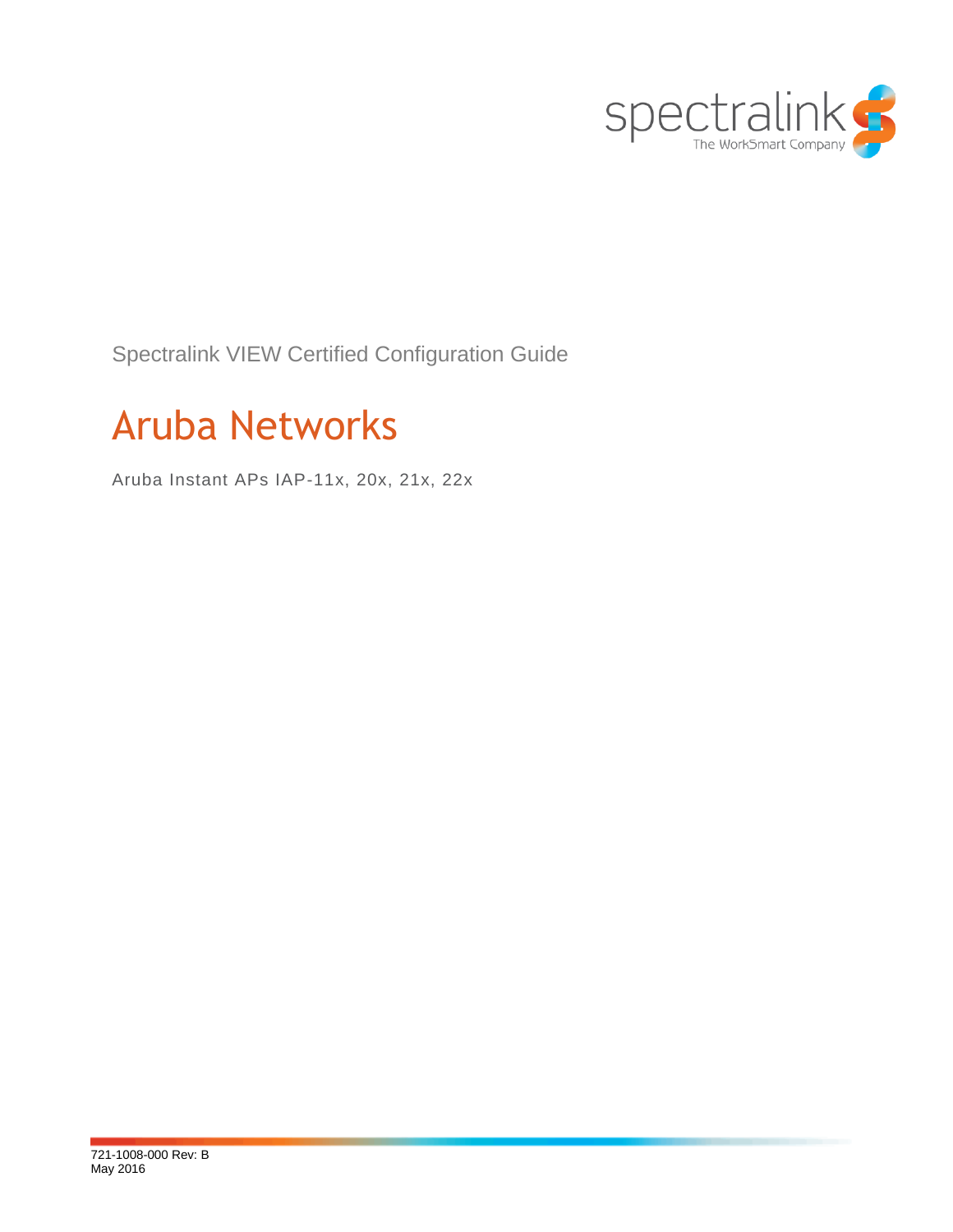spectralink
The WorkSmart Company

Spectralink VIEW Certified Configuration Guide

# Aruba Networks

Aruba Instant APs IAP-11x, 20x, 21x, 22x

721-1008-000 Rev: B
May 2016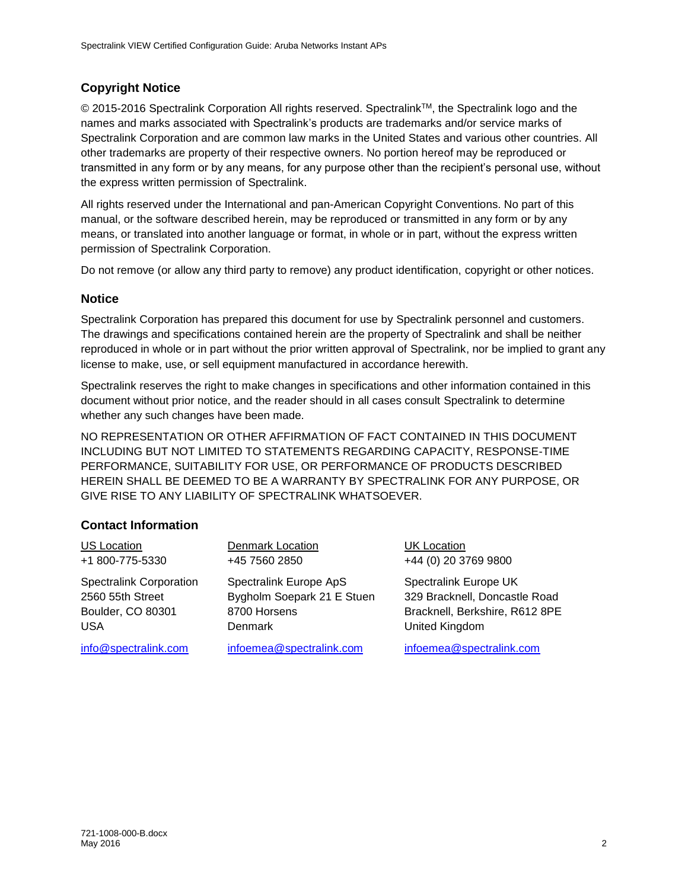## Copyright Notice

© 2015-2016 Spectralink Corporation All rights reserved. Spectralink™, the Spectralink logo and the names and marks associated with Spectralink's products are trademarks and/or service marks of Spectralink Corporation and are common law marks in the United States and various other countries. All other trademarks are property of their respective owners. No portion hereof may be reproduced or transmitted in any form or by any means, for any purpose other than the recipient's personal use, without the express written permission of Spectralink.

All rights reserved under the International and pan-American Copyright Conventions. No part of this manual, or the software described herein, may be reproduced or transmitted in any form or by any means, or translated into another language or format, in whole or in part, without the express written permission of Spectralink Corporation.

Do not remove (or allow any third party to remove) any product identification, copyright or other notices.

## Notice

Spectralink Corporation has prepared this document for use by Spectralink personnel and customers. The drawings and specifications contained herein are the property of Spectralink and shall be neither reproduced in whole or in part without the prior written approval of Spectralink, nor be implied to grant any license to make, use, or sell equipment manufactured in accordance herewith.

Spectralink reserves the right to make changes in specifications and other information contained in this document without prior notice, and the reader should in all cases consult Spectralink to determine whether any such changes have been made.

NO REPRESENTATION OR OTHER AFFIRMATION OF FACT CONTAINED IN THIS DOCUMENT INCLUDING BUT NOT LIMITED TO STATEMENTS REGARDING CAPACITY, RESPONSE-TIME PERFORMANCE, SUITABILITY FOR USE, OR PERFORMANCE OF PRODUCTS DESCRIBED HEREIN SHALL BE DEEMED TO BE A WARRANTY BY SPECTRALINK FOR ANY PURPOSE, OR GIVE RISE TO ANY LIABILITY OF SPECTRALINK WHATSOEVER.

## Contact Information

| US Location | Denmark Location | UK Location |
| --- | --- | --- |
| +1 800-775-5330 | +45 7560 2850 | +44 (0) 20 3769 9800 |
| Spectralink Corporation<br>2560 55th Street<br>Boulder, CO 80301<br>USA | Spectralink Europe ApS<br>Bygholm Soepark 21 E Stuen<br>8700 Horsens<br>Denmark | Spectralink Europe UK<br>329 Bracknell, Doncastle Road<br>Bracknell, Berkshire, R612 8PE<br>United Kingdom |
| info@spectralink.com | infoemea@spectralink.com | infoemea@spectralink.com |

721-1008-000-B.docx
May 2016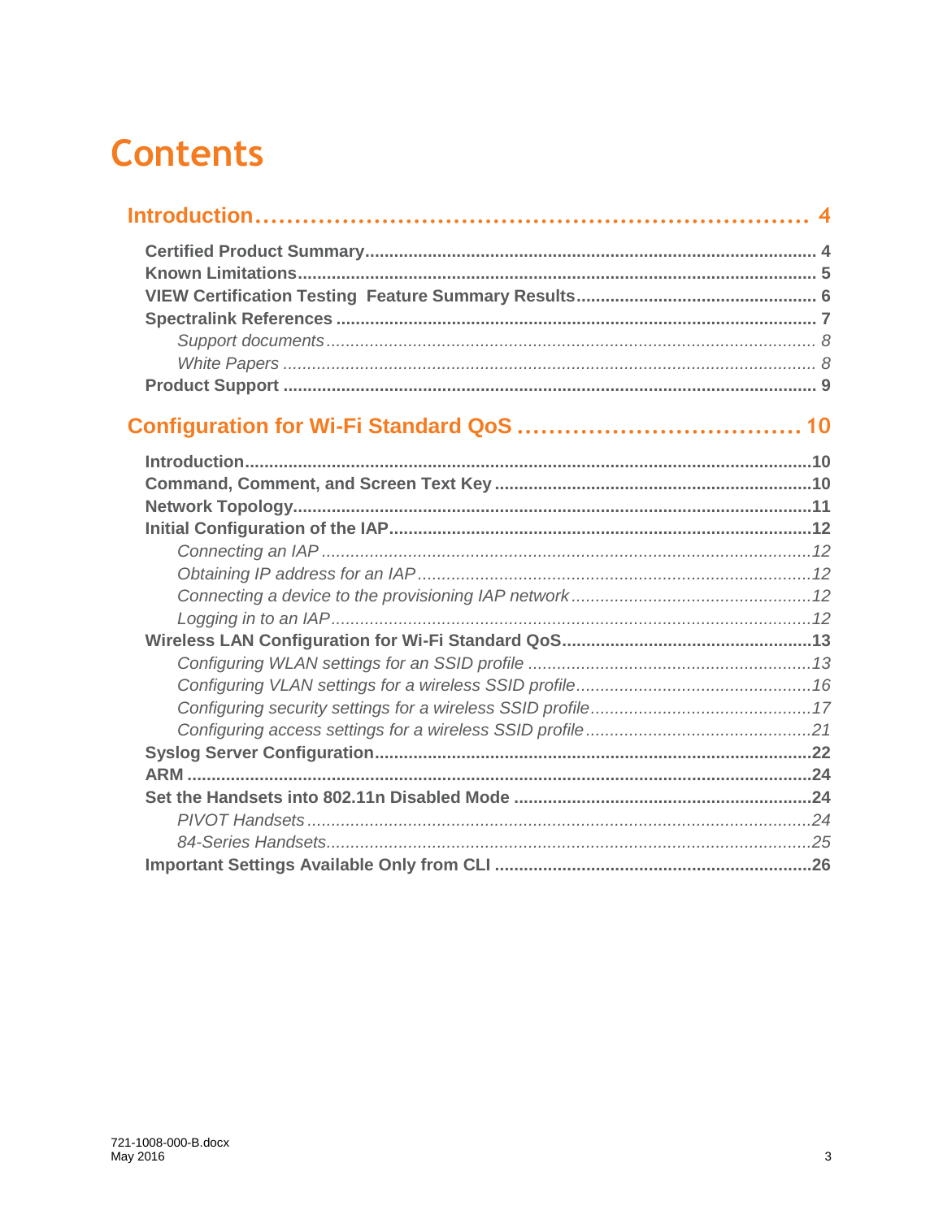# Contents

**Introduction** ..... 4

- **Certified Product Summary** ..... 4
- **Known Limitations** ..... 5
- **VIEW Certification Testing Feature Summary Results** ..... 6
- **Spectralink References** ..... 7
  - *Support documents* ..... 8
  - *White Papers* ..... 8
- **Product Support** ..... 9

**Configuration for Wi-Fi Standard QoS** ..... 10

- **Introduction** ..... 10
- **Command, Comment, and Screen Text Key** ..... 10
- **Network Topology** ..... 11
- **Initial Configuration of the IAP** ..... 12
  - *Connecting an IAP* ..... 12
  - *Obtaining IP address for an IAP* ..... 12
  - *Connecting a device to the provisioning IAP network* ..... 12
  - *Logging in to an IAP* ..... 12
- **Wireless LAN Configuration for Wi-Fi Standard QoS** ..... 13
  - *Configuring WLAN settings for an SSID profile* ..... 13
  - *Configuring VLAN settings for a wireless SSID profile* ..... 16
  - *Configuring security settings for a wireless SSID profile* ..... 17
  - *Configuring access settings for a wireless SSID profile* ..... 21
- **Syslog Server Configuration** ..... 22
- **ARM** ..... 24
- **Set the Handsets into 802.11n Disabled Mode** ..... 24
  - *PIVOT Handsets* ..... 24
  - *84-Series Handsets* ..... 25
- **Important Settings Available Only from CLI** ..... 26

721-1008-000-B.docx
May 2016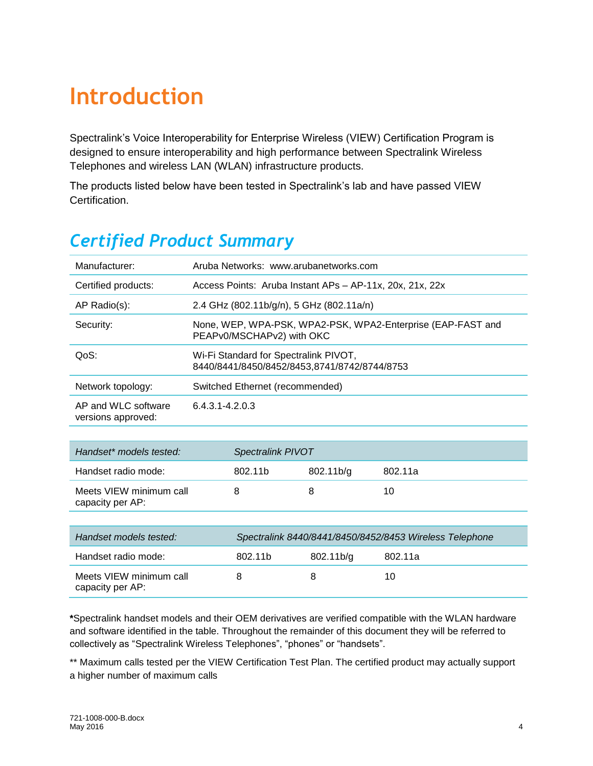# Introduction

Spectralink's Voice Interoperability for Enterprise Wireless (VIEW) Certification Program is designed to ensure interoperability and high performance between Spectralink Wireless Telephones and wireless LAN (WLAN) infrastructure products.

The products listed below have been tested in Spectralink's lab and have passed VIEW Certification.

## *Certified Product Summary*

| | |
|---|---|
| Manufacturer: | Aruba Networks: www.arubanetworks.com |
| Certified products: | Access Points: Aruba Instant APs – AP-11x, 20x, 21x, 22x |
| AP Radio(s): | 2.4 GHz (802.11b/g/n), 5 GHz (802.11a/n) |
| Security: | None, WEP, WPA-PSK, WPA2-PSK, WPA2-Enterprise (EAP-FAST and PEAPv0/MSCHAPv2) with OKC |
| QoS: | Wi-Fi Standard for Spectralink PIVOT, 8440/8441/8450/8452/8453,8741/8742/8744/8753 |
| Network topology: | Switched Ethernet (recommended) |
| AP and WLC software versions approved: | 6.4.3.1-4.2.0.3 |

| *Handset\* models tested:* | *Spectralink PIVOT* | | |
|---|---|---|---|
| Handset radio mode: | 802.11b | 802.11b/g | 802.11a |
| Meets VIEW minimum call capacity per AP: | 8 | 8 | 10 |

| *Handset models tested:* | *Spectralink 8440/8441/8450/8452/8453 Wireless Telephone* | | |
|---|---|---|---|
| Handset radio mode: | 802.11b | 802.11b/g | 802.11a |
| Meets VIEW minimum call capacity per AP: | 8 | 8 | 10 |

**\***Spectralink handset models and their OEM derivatives are verified compatible with the WLAN hardware and software identified in the table. Throughout the remainder of this document they will be referred to collectively as "Spectralink Wireless Telephones", "phones" or "handsets".

\*\* Maximum calls tested per the VIEW Certification Test Plan. The certified product may actually support a higher number of maximum calls

721-1008-000-B.docx
May 2016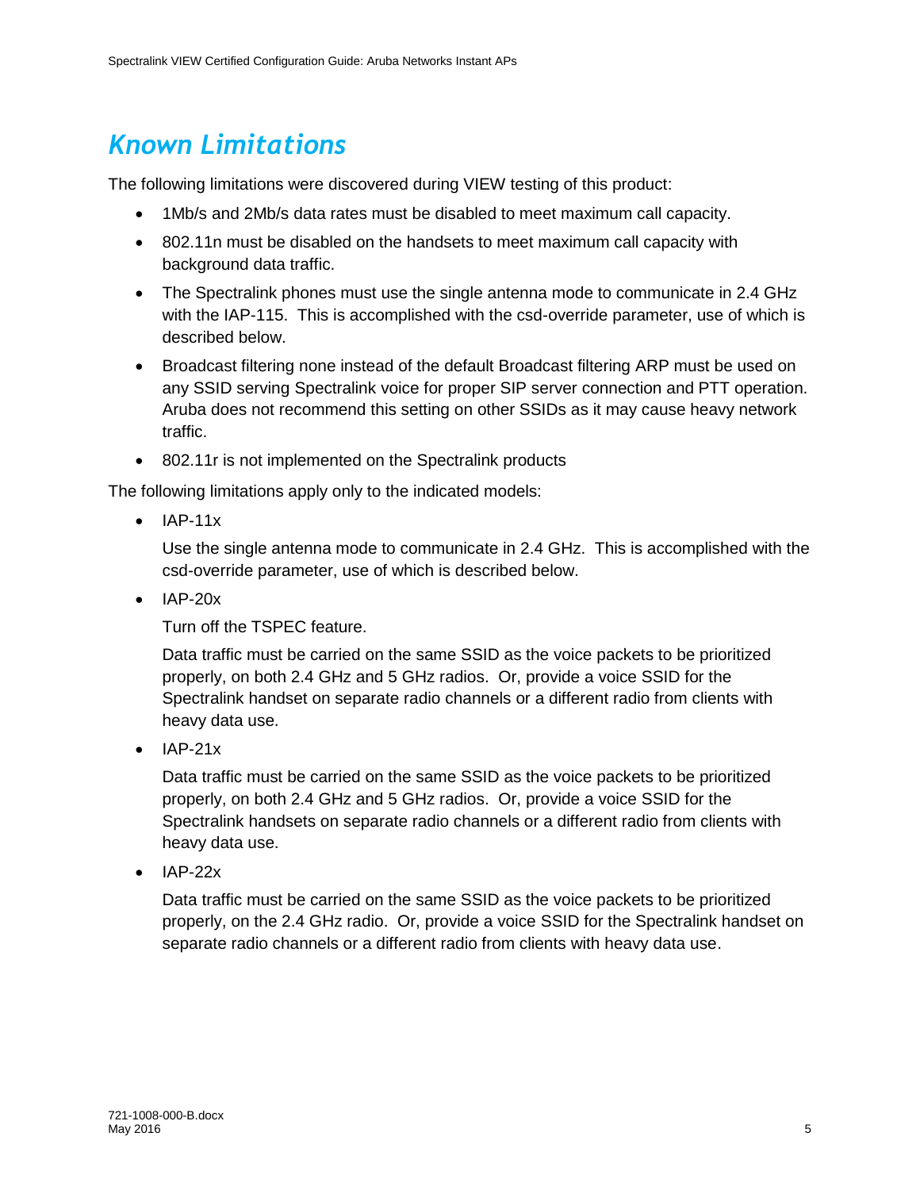# Known Limitations

The following limitations were discovered during VIEW testing of this product:

- 1Mb/s and 2Mb/s data rates must be disabled to meet maximum call capacity.
- 802.11n must be disabled on the handsets to meet maximum call capacity with background data traffic.
- The Spectralink phones must use the single antenna mode to communicate in 2.4 GHz with the IAP-115. This is accomplished with the csd-override parameter, use of which is described below.
- Broadcast filtering none instead of the default Broadcast filtering ARP must be used on any SSID serving Spectralink voice for proper SIP server connection and PTT operation. Aruba does not recommend this setting on other SSIDs as it may cause heavy network traffic.
- 802.11r is not implemented on the Spectralink products

The following limitations apply only to the indicated models:

- IAP-11x

  Use the single antenna mode to communicate in 2.4 GHz. This is accomplished with the csd-override parameter, use of which is described below.

- IAP-20x

  Turn off the TSPEC feature.

  Data traffic must be carried on the same SSID as the voice packets to be prioritized properly, on both 2.4 GHz and 5 GHz radios. Or, provide a voice SSID for the Spectralink handset on separate radio channels or a different radio from clients with heavy data use.

- IAP-21x

  Data traffic must be carried on the same SSID as the voice packets to be prioritized properly, on both 2.4 GHz and 5 GHz radios. Or, provide a voice SSID for the Spectralink handsets on separate radio channels or a different radio from clients with heavy data use.

- IAP-22x

  Data traffic must be carried on the same SSID as the voice packets to be prioritized properly, on the 2.4 GHz radio. Or, provide a voice SSID for the Spectralink handset on separate radio channels or a different radio from clients with heavy data use.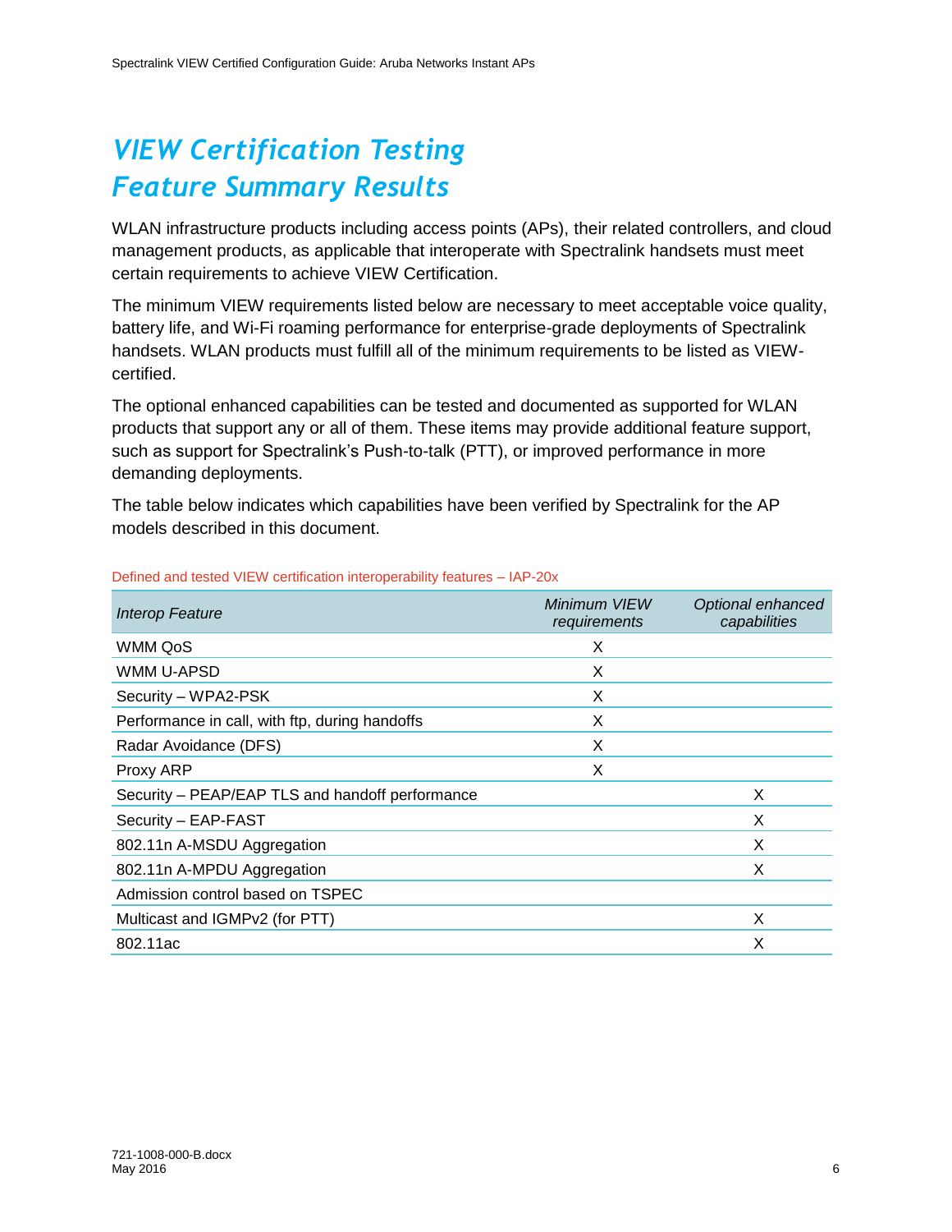# VIEW Certification Testing Feature Summary Results

WLAN infrastructure products including access points (APs), their related controllers, and cloud management products, as applicable that interoperate with Spectralink handsets must meet certain requirements to achieve VIEW Certification.

The minimum VIEW requirements listed below are necessary to meet acceptable voice quality, battery life, and Wi-Fi roaming performance for enterprise-grade deployments of Spectralink handsets. WLAN products must fulfill all of the minimum requirements to be listed as VIEW-certified.

The optional enhanced capabilities can be tested and documented as supported for WLAN products that support any or all of them. These items may provide additional feature support, such as support for Spectralink's Push-to-talk (PTT), or improved performance in more demanding deployments.

The table below indicates which capabilities have been verified by Spectralink for the AP models described in this document.

Defined and tested VIEW certification interoperability features – IAP-20x

| *Interop Feature* | *Minimum VIEW requirements* | *Optional enhanced capabilities* |
|---|---|---|
| WMM QoS | X | |
| WMM U-APSD | X | |
| Security – WPA2-PSK | X | |
| Performance in call, with ftp, during handoffs | X | |
| Radar Avoidance (DFS) | X | |
| Proxy ARP | X | |
| Security – PEAP/EAP TLS and handoff performance | | X |
| Security – EAP-FAST | | X |
| 802.11n A-MSDU Aggregation | | X |
| 802.11n A-MPDU Aggregation | | X |
| Admission control based on TSPEC | | |
| Multicast and IGMPv2 (for PTT) | | X |
| 802.11ac | | X |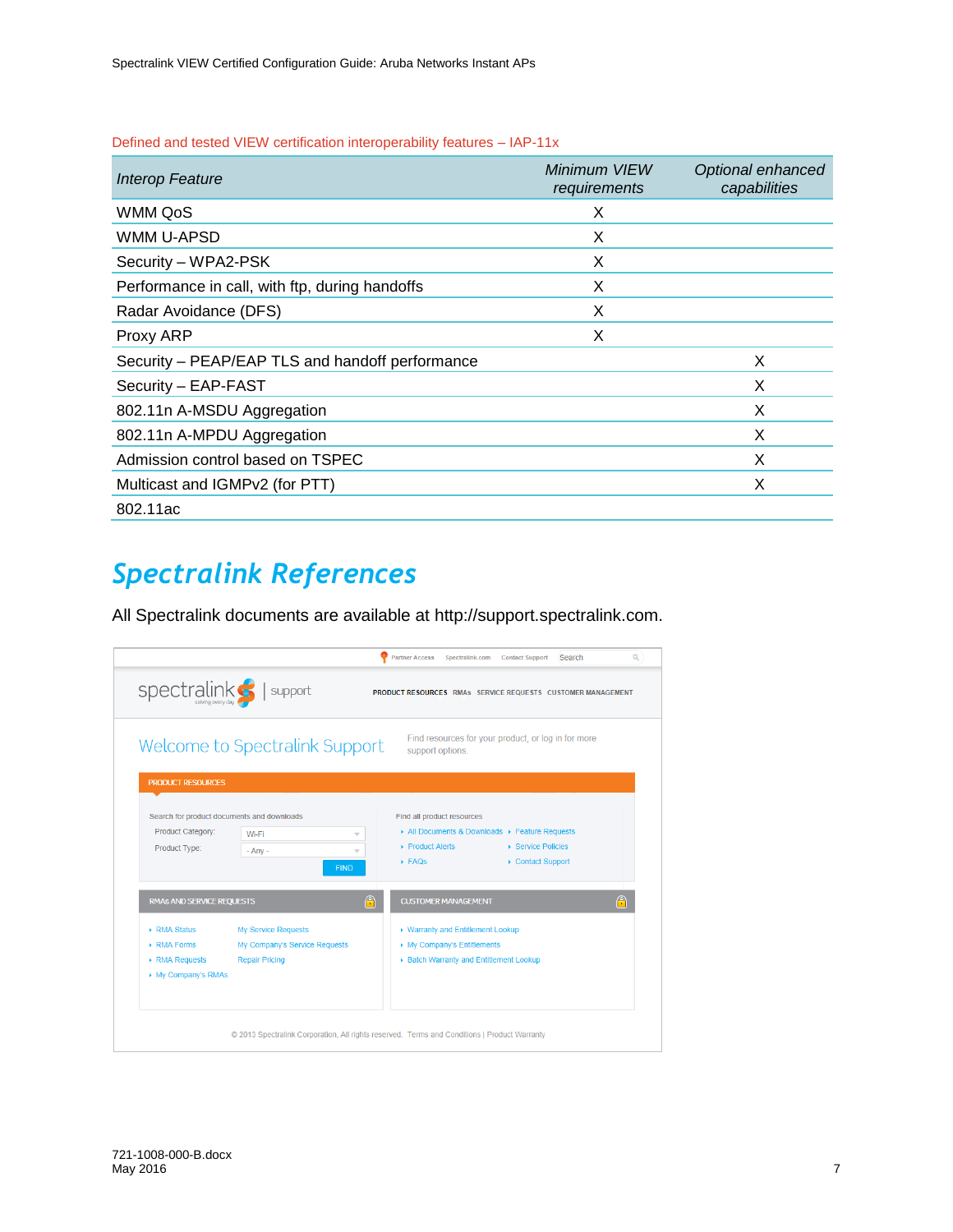Defined and tested VIEW certification interoperability features – IAP-11x

| *Interop Feature* | *Minimum VIEW requirements* | *Optional enhanced capabilities* |
|---|---|---|
| WMM QoS | X | |
| WMM U-APSD | X | |
| Security – WPA2-PSK | X | |
| Performance in call, with ftp, during handoffs | X | |
| Radar Avoidance (DFS) | X | |
| Proxy ARP | X | |
| Security – PEAP/EAP TLS and handoff performance | | X |
| Security – EAP-FAST | | X |
| 802.11n A-MSDU Aggregation | | X |
| 802.11n A-MPDU Aggregation | | X |
| Admission control based on TSPEC | | X |
| Multicast and IGMPv2 (for PTT) | | X |
| 802.11ac | | |

# Spectralink References

All Spectralink documents are available at http://support.spectralink.com.

721-1008-000-B.docx
May 2016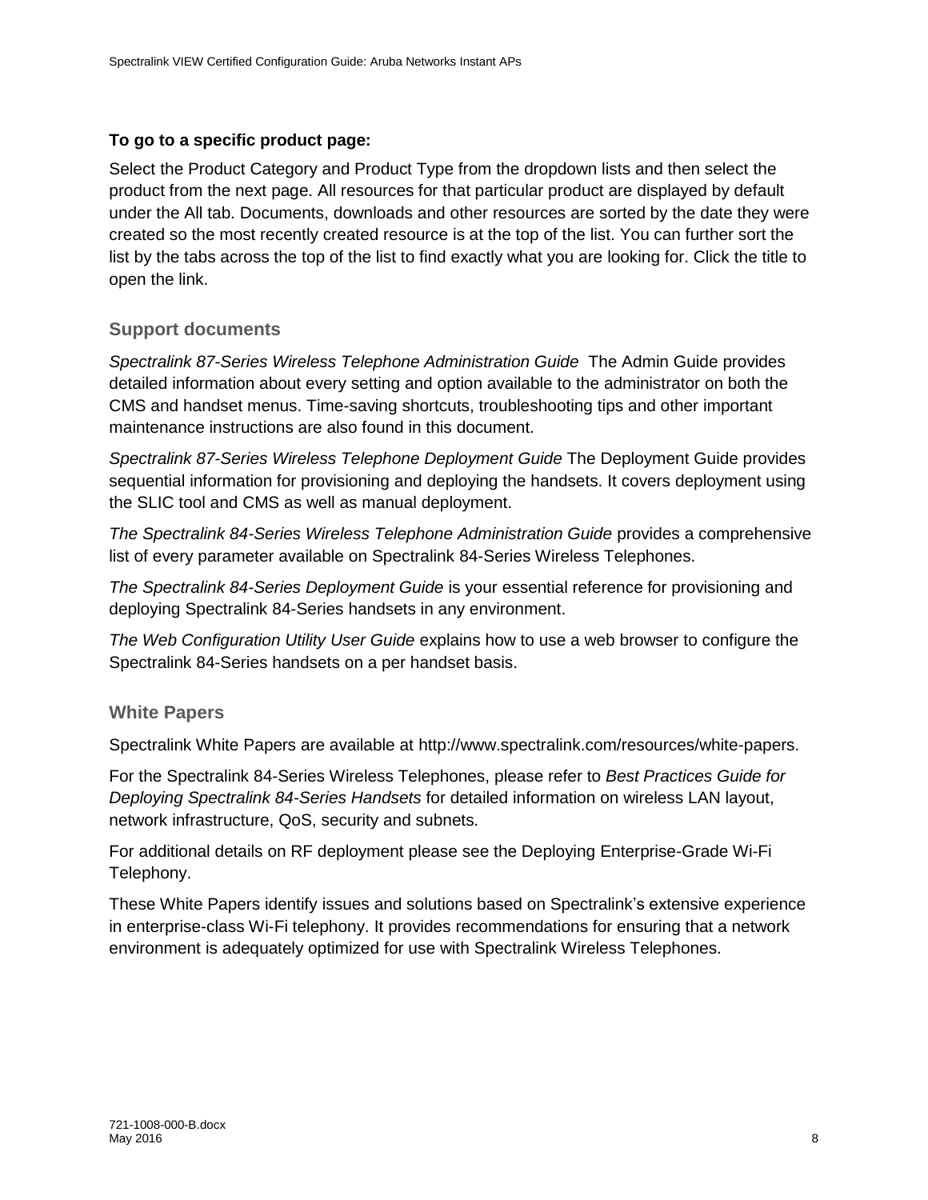**To go to a specific product page:**

Select the Product Category and Product Type from the dropdown lists and then select the product from the next page. All resources for that particular product are displayed by default under the All tab. Documents, downloads and other resources are sorted by the date they were created so the most recently created resource is at the top of the list. You can further sort the list by the tabs across the top of the list to find exactly what you are looking for. Click the title to open the link.

### Support documents

*Spectralink 87-Series Wireless Telephone Administration Guide* The Admin Guide provides detailed information about every setting and option available to the administrator on both the CMS and handset menus. Time-saving shortcuts, troubleshooting tips and other important maintenance instructions are also found in this document.

*Spectralink 87-Series Wireless Telephone Deployment Guide* The Deployment Guide provides sequential information for provisioning and deploying the handsets. It covers deployment using the SLIC tool and CMS as well as manual deployment.

*The Spectralink 84-Series Wireless Telephone Administration Guide* provides a comprehensive list of every parameter available on Spectralink 84-Series Wireless Telephones.

*The Spectralink 84-Series Deployment Guide* is your essential reference for provisioning and deploying Spectralink 84-Series handsets in any environment.

*The Web Configuration Utility User Guide* explains how to use a web browser to configure the Spectralink 84-Series handsets on a per handset basis.

### White Papers

Spectralink White Papers are available at http://www.spectralink.com/resources/white-papers.

For the Spectralink 84-Series Wireless Telephones, please refer to *Best Practices Guide for Deploying Spectralink 84-Series Handsets* for detailed information on wireless LAN layout, network infrastructure, QoS, security and subnets.

For additional details on RF deployment please see the Deploying Enterprise-Grade Wi-Fi Telephony.

These White Papers identify issues and solutions based on Spectralink's extensive experience in enterprise-class Wi-Fi telephony. It provides recommendations for ensuring that a network environment is adequately optimized for use with Spectralink Wireless Telephones.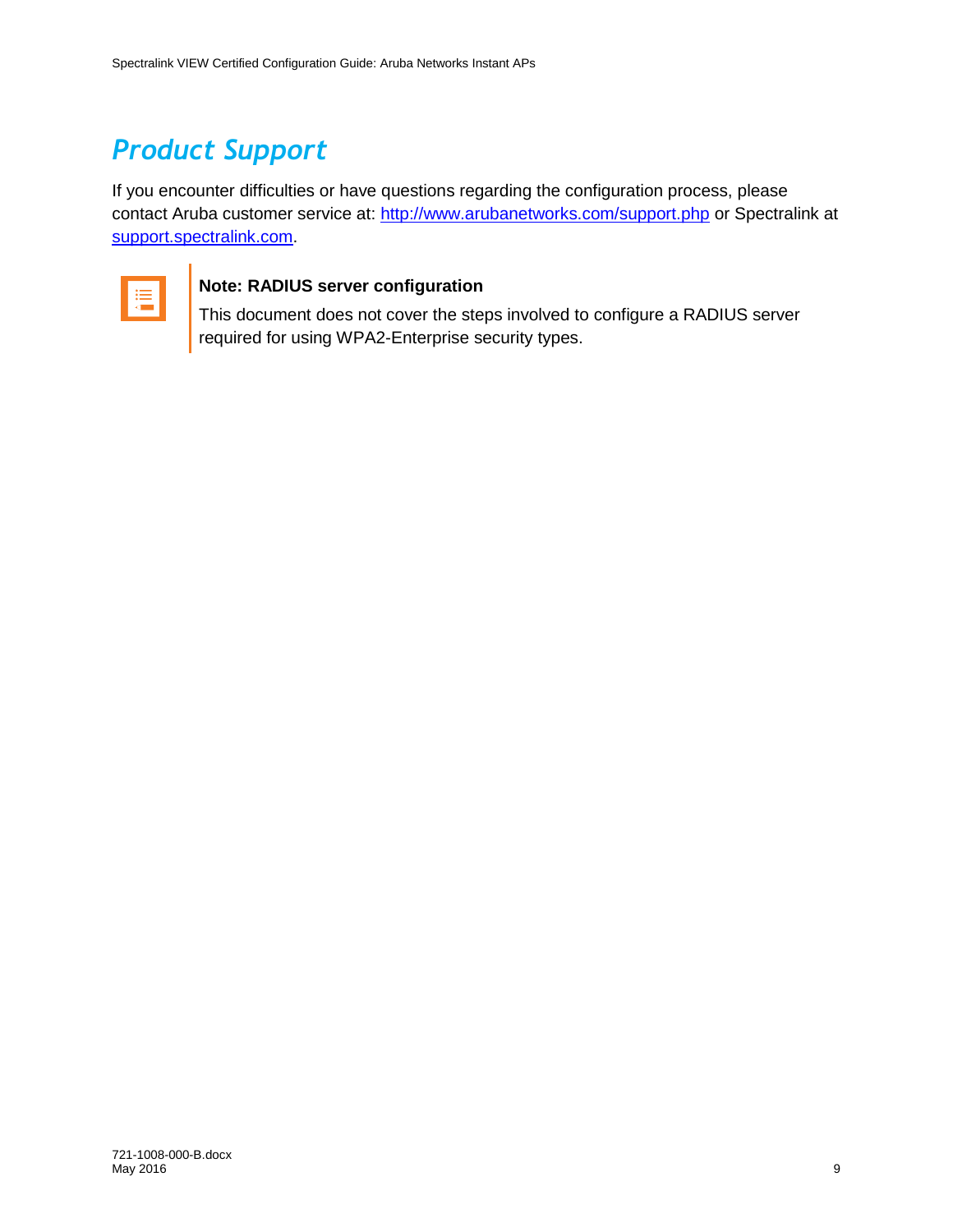# Product Support

If you encounter difficulties or have questions regarding the configuration process, please contact Aruba customer service at: [http://www.arubanetworks.com/support.php](http://www.arubanetworks.com/support.php) or Spectralink at [support.spectralink.com](support.spectralink.com).

> **Note: RADIUS server configuration**
>
> This document does not cover the steps involved to configure a RADIUS server required for using WPA2-Enterprise security types.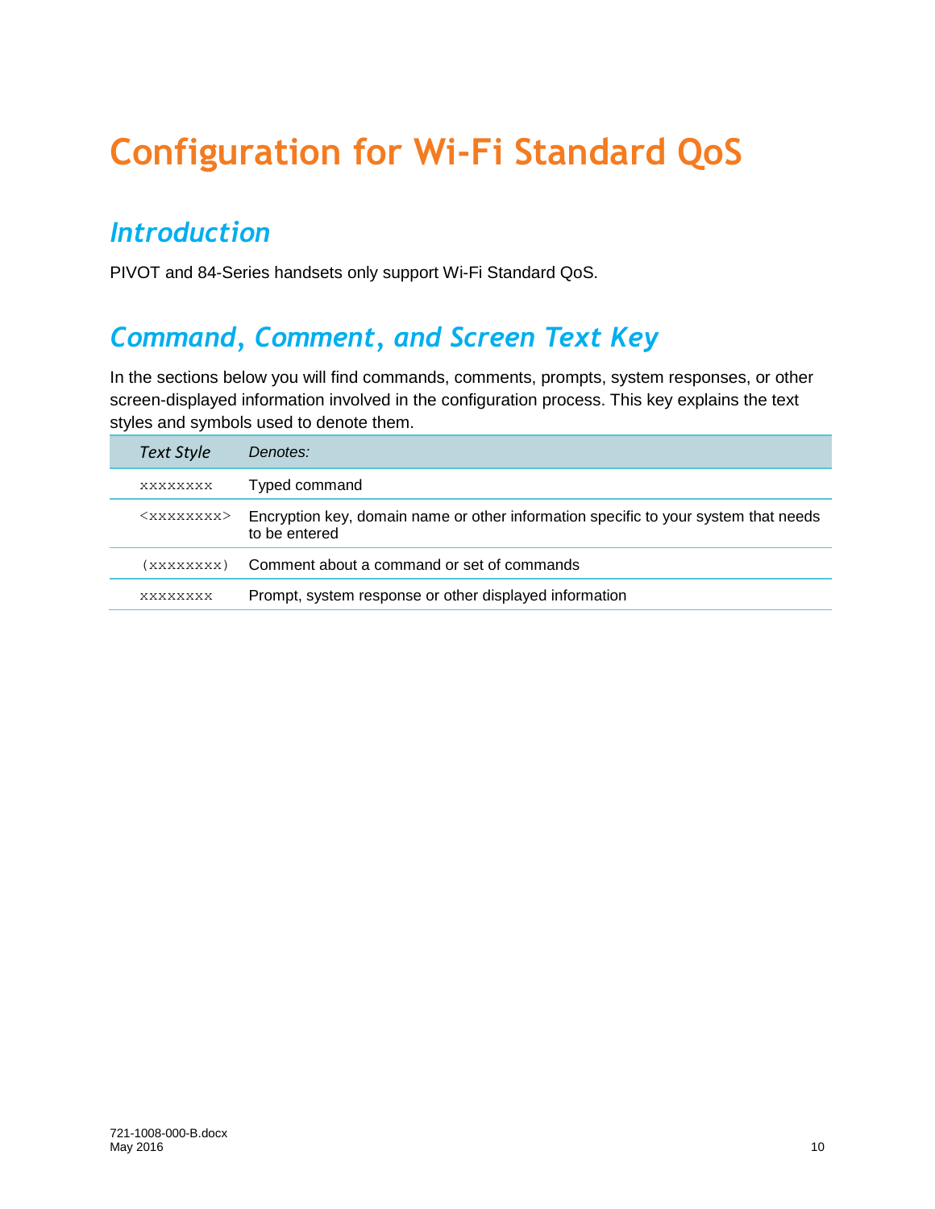# Configuration for Wi-Fi Standard QoS

## Introduction

PIVOT and 84-Series handsets only support Wi-Fi Standard QoS.

## Command, Comment, and Screen Text Key

In the sections below you will find commands, comments, prompts, system responses, or other screen-displayed information involved in the configuration process. This key explains the text styles and symbols used to denote them.

| *Text Style* | *Denotes:* |
|---|---|
| `xxxxxxxx` | Typed command |
| `<xxxxxxxx>` | Encryption key, domain name or other information specific to your system that needs to be entered |
| `(xxxxxxxx)` | Comment about a command or set of commands |
| `xxxxxxxx` | Prompt, system response or other displayed information |

721-1008-000-B.docx
May 2016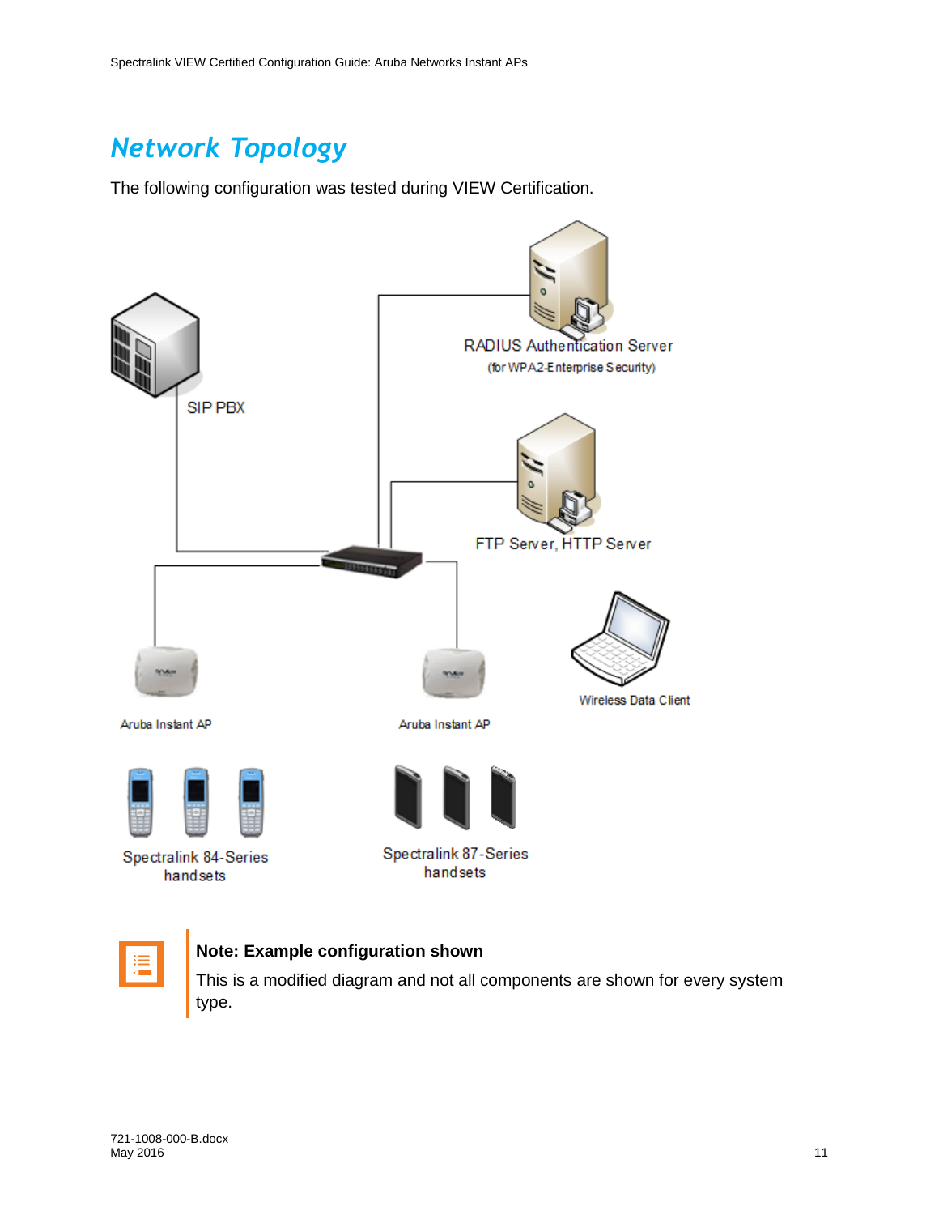# Network Topology

The following configuration was tested during VIEW Certification.

RADIUS Authentication Server
(for WPA2-Enterprise Security)

SIP PBX

FTP Server, HTTP Server

Wireless Data Client

Aruba Instant AP

Aruba Instant AP

Spectralink 84-Series handsets

Spectralink 87-Series handsets

**Note: Example configuration shown**

This is a modified diagram and not all components are shown for every system type.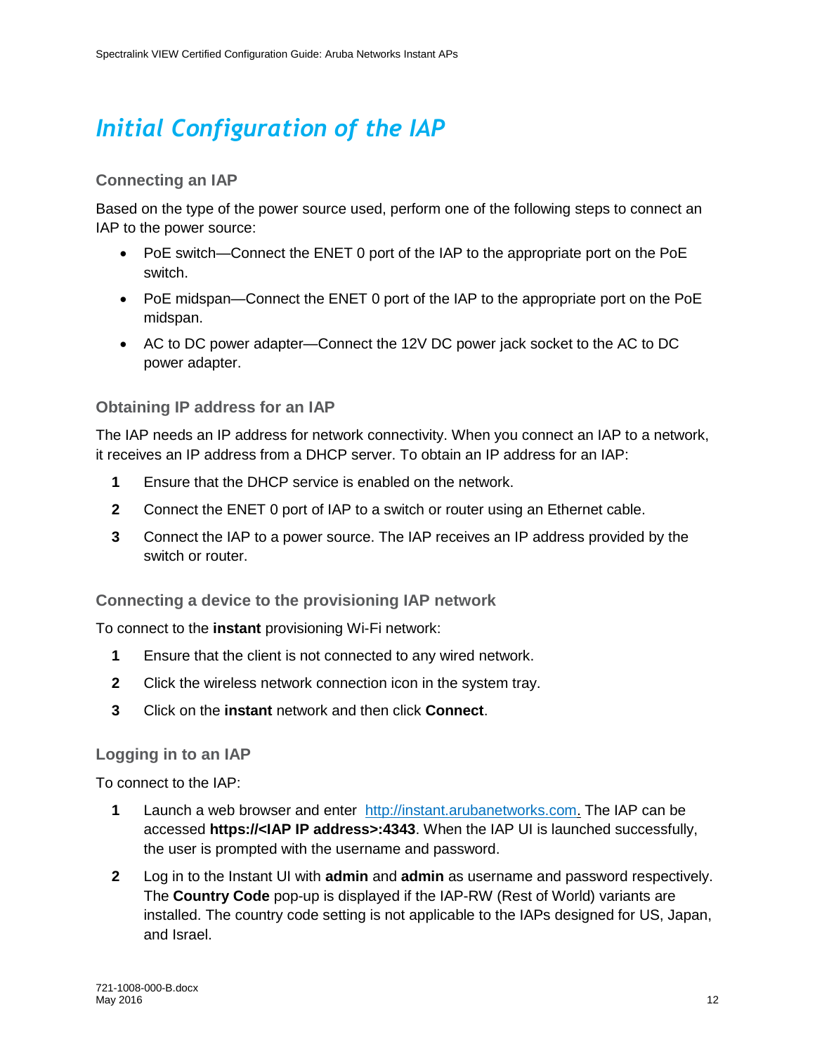# Initial Configuration of the IAP

## Connecting an IAP

Based on the type of the power source used, perform one of the following steps to connect an IAP to the power source:

- PoE switch—Connect the ENET 0 port of the IAP to the appropriate port on the PoE switch.
- PoE midspan—Connect the ENET 0 port of the IAP to the appropriate port on the PoE midspan.
- AC to DC power adapter—Connect the 12V DC power jack socket to the AC to DC power adapter.

## Obtaining IP address for an IAP

The IAP needs an IP address for network connectivity. When you connect an IAP to a network, it receives an IP address from a DHCP server. To obtain an IP address for an IAP:

1. Ensure that the DHCP service is enabled on the network.
2. Connect the ENET 0 port of IAP to a switch or router using an Ethernet cable.
3. Connect the IAP to a power source. The IAP receives an IP address provided by the switch or router.

## Connecting a device to the provisioning IAP network

To connect to the **instant** provisioning Wi-Fi network:

1. Ensure that the client is not connected to any wired network.
2. Click the wireless network connection icon in the system tray.
3. Click on the **instant** network and then click **Connect**.

## Logging in to an IAP

To connect to the IAP:

1. Launch a web browser and enter [http://instant.arubanetworks.com](http://instant.arubanetworks.com). The IAP can be accessed **https://<IAP IP address>:4343**. When the IAP UI is launched successfully, the user is prompted with the username and password.
2. Log in to the Instant UI with **admin** and **admin** as username and password respectively. The **Country Code** pop-up is displayed if the IAP-RW (Rest of World) variants are installed. The country code setting is not applicable to the IAPs designed for US, Japan, and Israel.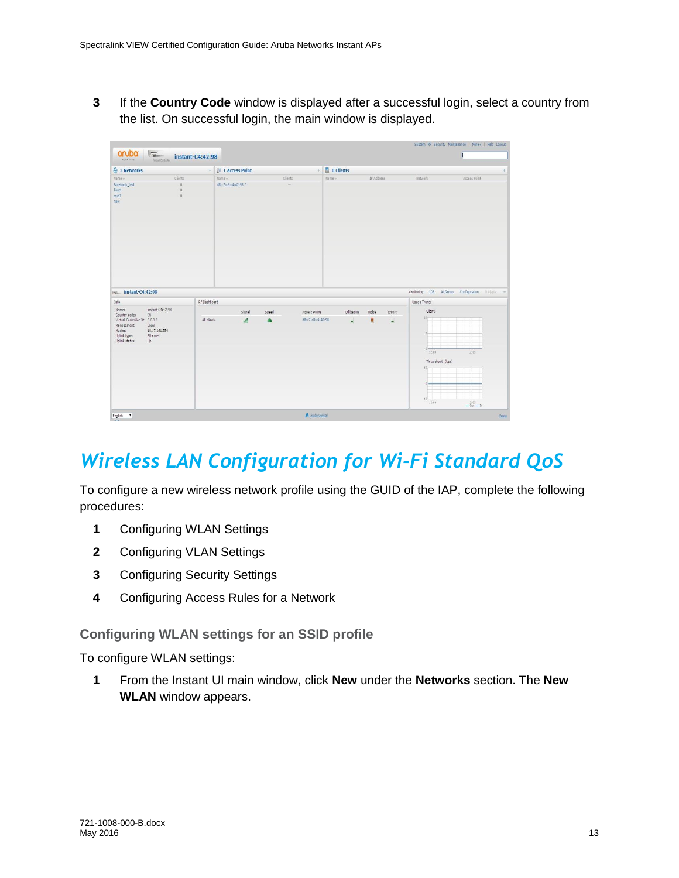3 If the **Country Code** window is displayed after a successful login, select a country from the list. On successful login, the main window is displayed.

## *Wireless LAN Configuration for Wi-Fi Standard QoS*

To configure a new wireless network profile using the GUID of the IAP, complete the following procedures:

1. Configuring WLAN Settings
2. Configuring VLAN Settings
3. Configuring Security Settings
4. Configuring Access Rules for a Network

### Configuring WLAN settings for an SSID profile

To configure WLAN settings:

1. From the Instant UI main window, click **New** under the **Networks** section. The **New WLAN** window appears.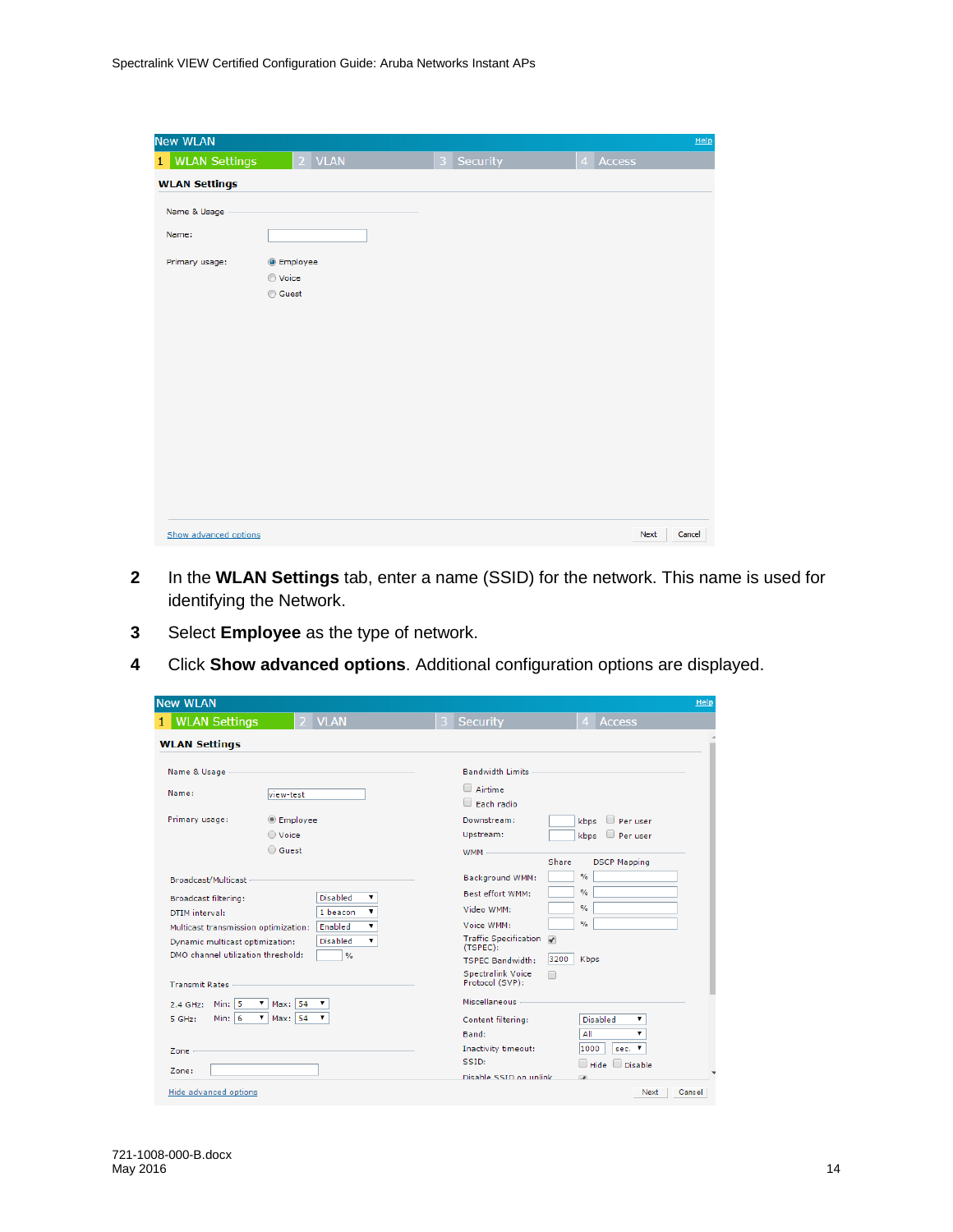New WLAN

1 WLAN Settings | 2 VLAN | 3 Security | 4 Access

WLAN Settings

Name & Usage

Name:

Primary usage: Employee / Voice / Guest

Show advanced options — Next — Cancel

2 In the **WLAN Settings** tab, enter a name (SSID) for the network. This name is used for identifying the Network.

3 Select **Employee** as the type of network.

4 Click **Show advanced options**. Additional configuration options are displayed.

New WLAN

1 WLAN Settings | 2 VLAN | 3 Security | 4 Access

WLAN Settings

Name & Usage

Name: view-test

Primary usage: Employee / Voice / Guest

Broadcast/Multicast

Broadcast filtering: Disabled

DTIM interval: 1 beacon

Multicast transmission optimization: Enabled

Dynamic multicast optimization: Disabled

DMO channel utilization threshold: %

Transmit Rates

2.4 GHz: Min: 5 Max: 54

5 GHz: Min: 6 Max: 54

Zone

Zone:

Bandwidth Limits

Airtime

Each radio

Downstream: kbps Per user

Upstream: kbps Per user

WMM

Share DSCP Mapping

Background WMM: %

Best effort WMM: %

Video WMM: %

Voice WMM: %

Traffic Specification (TSPEC):

TSPEC Bandwidth: 3200 Kbps

Spectralink Voice Protocol (SVP):

Miscellaneous

Content filtering: Disabled

Band: All

Inactivity timeout: 1000 sec.

SSID: Hide Disable

Disable SSID on uplink

Hide advanced options — Next — Cancel

721-1008-000-B.docx
May 2016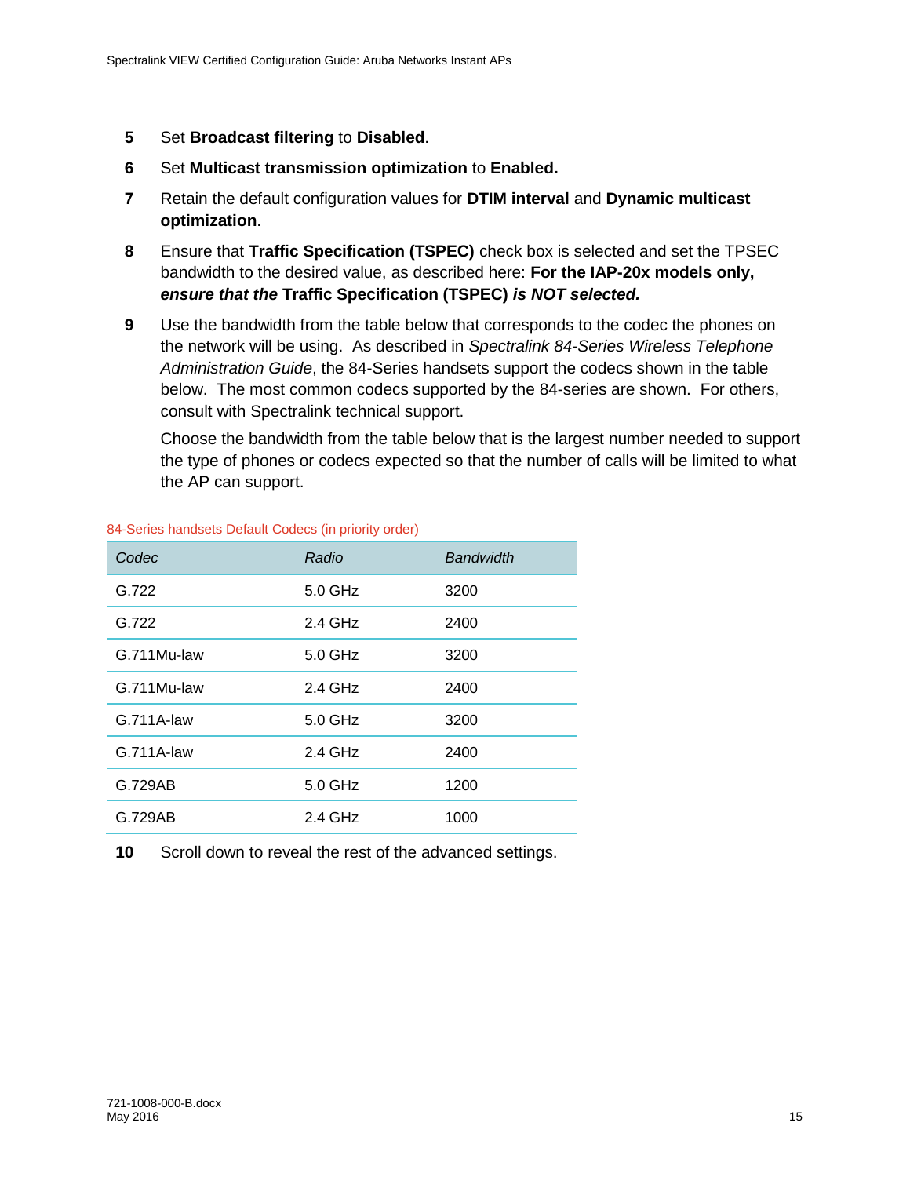5. Set **Broadcast filtering** to **Disabled**.

6. Set **Multicast transmission optimization** to **Enabled.**

7. Retain the default configuration values for **DTIM interval** and **Dynamic multicast optimization**.

8. Ensure that **Traffic Specification (TSPEC)** check box is selected and set the TPSEC bandwidth to the desired value, as described here: **For the IAP-20x models only, *ensure that the* Traffic Specification (TSPEC) *is NOT selected.***

9. Use the bandwidth from the table below that corresponds to the codec the phones on the network will be using. As described in *Spectralink 84-Series Wireless Telephone Administration Guide*, the 84-Series handsets support the codecs shown in the table below. The most common codecs supported by the 84-series are shown. For others, consult with Spectralink technical support.

   Choose the bandwidth from the table below that is the largest number needed to support the type of phones or codecs expected so that the number of calls will be limited to what the AP can support.

84-Series handsets Default Codecs (in priority order)

| *Codec* | *Radio* | *Bandwidth* |
|---|---|---|
| G.722 | 5.0 GHz | 3200 |
| G.722 | 2.4 GHz | 2400 |
| G.711Mu-law | 5.0 GHz | 3200 |
| G.711Mu-law | 2.4 GHz | 2400 |
| G.711A-law | 5.0 GHz | 3200 |
| G.711A-law | 2.4 GHz | 2400 |
| G.729AB | 5.0 GHz | 1200 |
| G.729AB | 2.4 GHz | 1000 |

10. Scroll down to reveal the rest of the advanced settings.

721-1008-000-B.docx
May 2016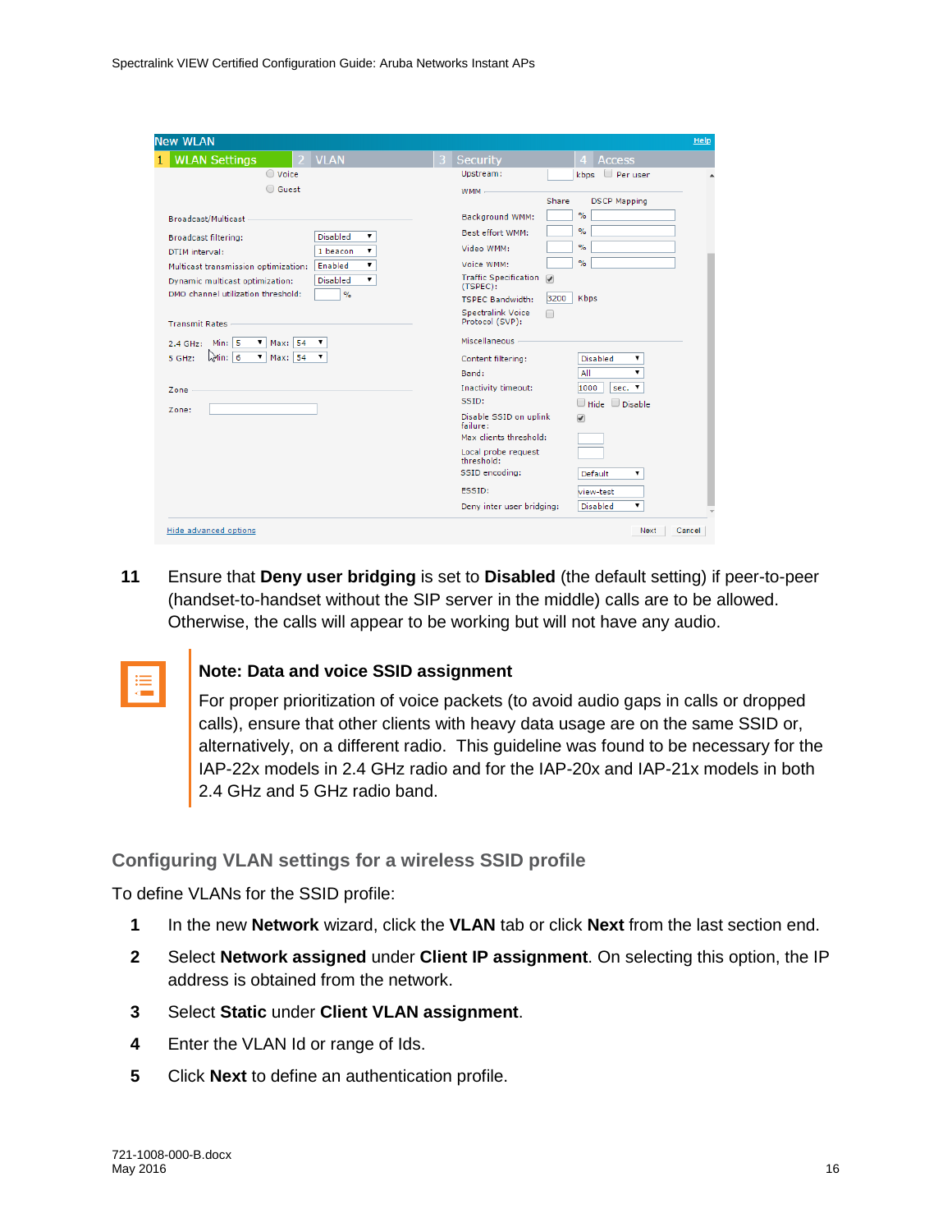11 Ensure that **Deny user bridging** is set to **Disabled** (the default setting) if peer-to-peer (handset-to-handset without the SIP server in the middle) calls are to be allowed. Otherwise, the calls will appear to be working but will not have any audio.

**Note: Data and voice SSID assignment**

For proper prioritization of voice packets (to avoid audio gaps in calls or dropped calls), ensure that other clients with heavy data usage are on the same SSID or, alternatively, on a different radio. This guideline was found to be necessary for the IAP-22x models in 2.4 GHz radio and for the IAP-20x and IAP-21x models in both 2.4 GHz and 5 GHz radio band.

## Configuring VLAN settings for a wireless SSID profile

To define VLANs for the SSID profile:

1. In the new **Network** wizard, click the **VLAN** tab or click **Next** from the last section end.
2. Select **Network assigned** under **Client IP assignment**. On selecting this option, the IP address is obtained from the network.
3. Select **Static** under **Client VLAN assignment**.
4. Enter the VLAN Id or range of Ids.
5. Click **Next** to define an authentication profile.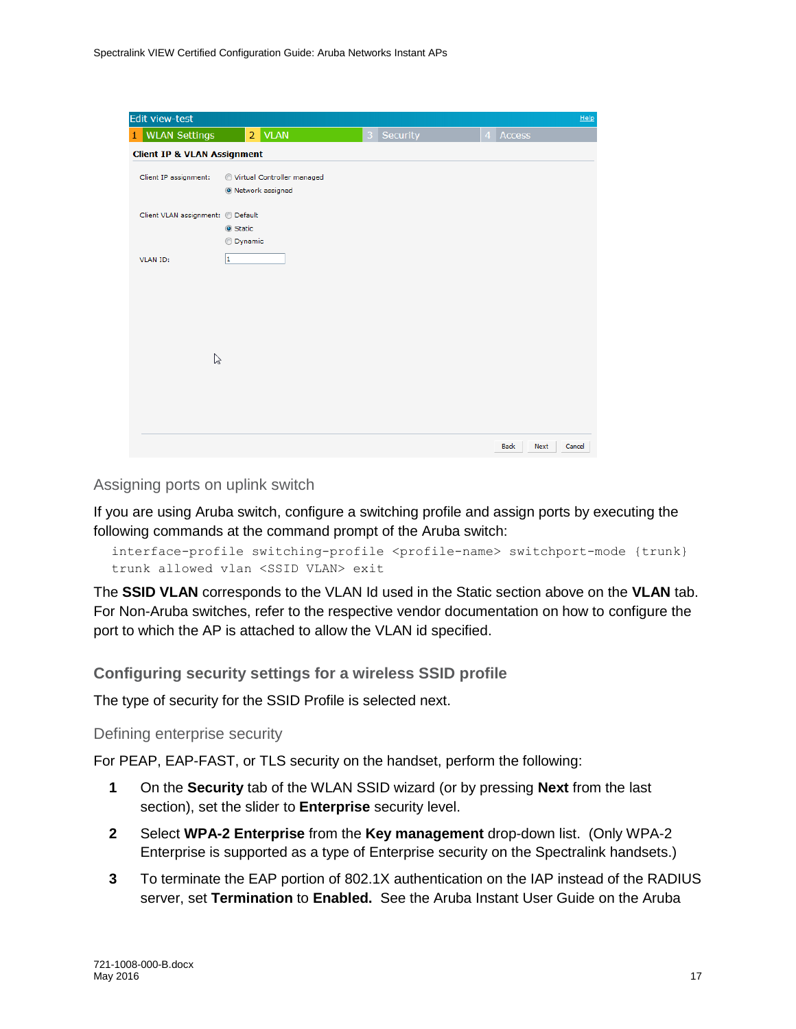## Assigning ports on uplink switch

If you are using Aruba switch, configure a switching profile and assign ports by executing the following commands at the command prompt of the Aruba switch:

```
interface-profile switching-profile <profile-name> switchport-mode {trunk}
trunk allowed vlan <SSID VLAN> exit
```

The **SSID VLAN** corresponds to the VLAN Id used in the Static section above on the **VLAN** tab. For Non-Aruba switches, refer to the respective vendor documentation on how to configure the port to which the AP is attached to allow the VLAN id specified.

# Configuring security settings for a wireless SSID profile

The type of security for the SSID Profile is selected next.

## Defining enterprise security

For PEAP, EAP-FAST, or TLS security on the handset, perform the following:

1. On the **Security** tab of the WLAN SSID wizard (or by pressing **Next** from the last section), set the slider to **Enterprise** security level.
2. Select **WPA-2 Enterprise** from the **Key management** drop-down list. (Only WPA-2 Enterprise is supported as a type of Enterprise security on the Spectralink handsets.)
3. To terminate the EAP portion of 802.1X authentication on the IAP instead of the RADIUS server, set **Termination** to **Enabled.** See the Aruba Instant User Guide on the Aruba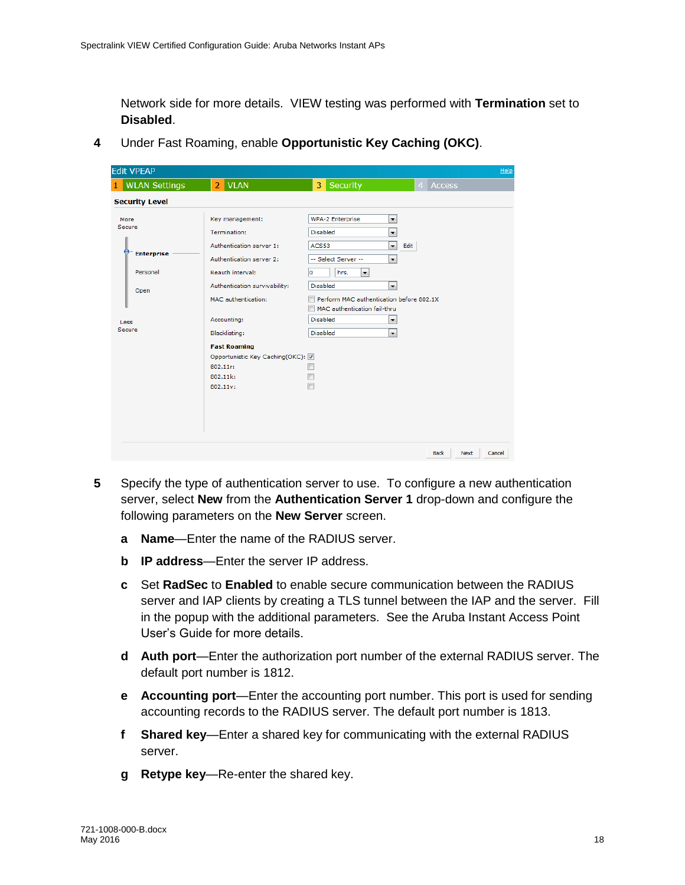Network side for more details. VIEW testing was performed with **Termination** set to **Disabled**.

**4** Under Fast Roaming, enable **Opportunistic Key Caching (OKC)**.

**5** Specify the type of authentication server to use. To configure a new authentication server, select **New** from the **Authentication Server 1** drop-down and configure the following parameters on the **New Server** screen.

**a** **Name**—Enter the name of the RADIUS server.

**b** **IP address**—Enter the server IP address.

**c** Set **RadSec** to **Enabled** to enable secure communication between the RADIUS server and IAP clients by creating a TLS tunnel between the IAP and the server. Fill in the popup with the additional parameters. See the Aruba Instant Access Point User's Guide for more details.

**d** **Auth port**—Enter the authorization port number of the external RADIUS server. The default port number is 1812.

**e** **Accounting port**—Enter the accounting port number. This port is used for sending accounting records to the RADIUS server. The default port number is 1813.

**f** **Shared key**—Enter a shared key for communicating with the external RADIUS server.

**g** **Retype key**—Re-enter the shared key.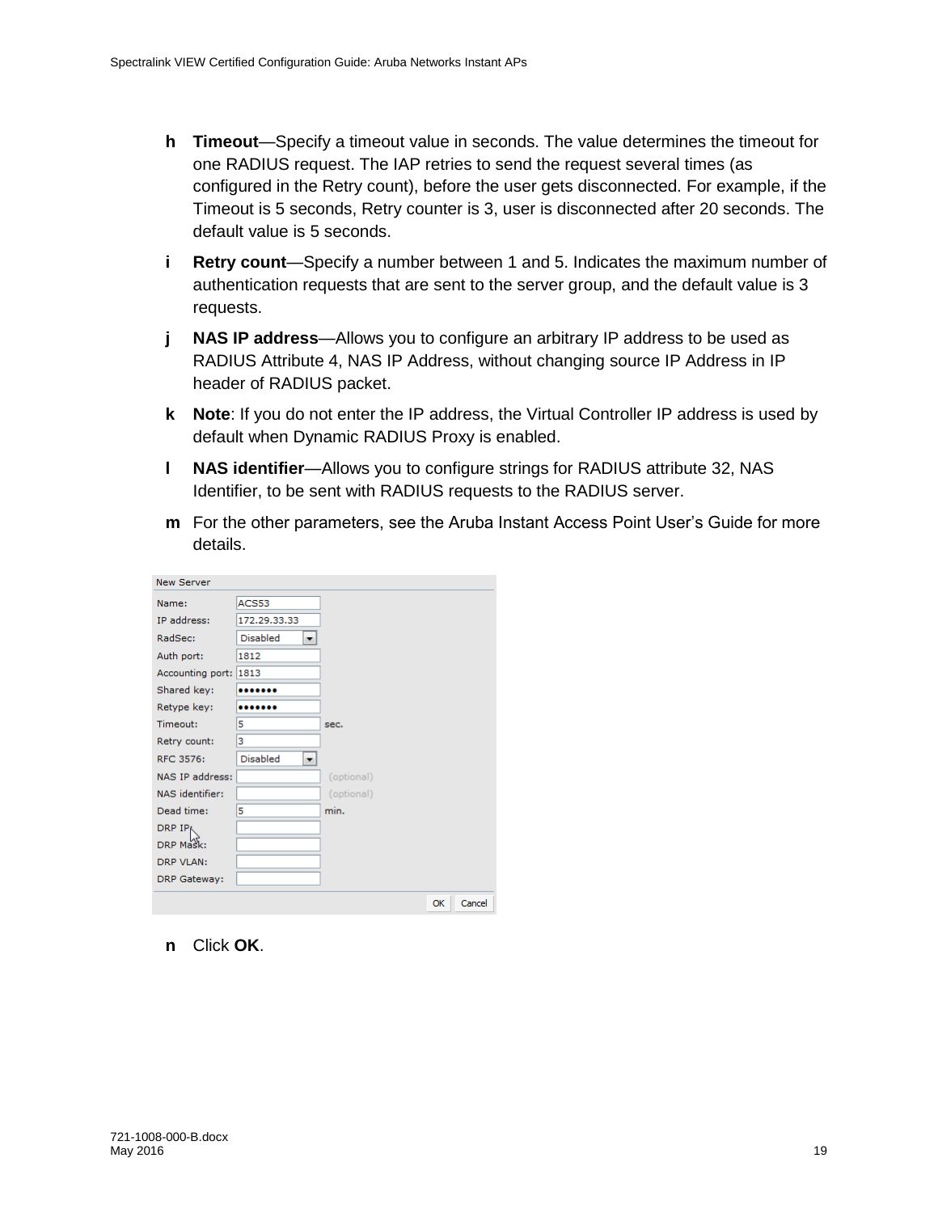**h** **Timeout**—Specify a timeout value in seconds. The value determines the timeout for one RADIUS request. The IAP retries to send the request several times (as configured in the Retry count), before the user gets disconnected. For example, if the Timeout is 5 seconds, Retry counter is 3, user is disconnected after 20 seconds. The default value is 5 seconds.

**i** **Retry count**—Specify a number between 1 and 5. Indicates the maximum number of authentication requests that are sent to the server group, and the default value is 3 requests.

**j** **NAS IP address**—Allows you to configure an arbitrary IP address to be used as RADIUS Attribute 4, NAS IP Address, without changing source IP Address in IP header of RADIUS packet.

**k** **Note**: If you do not enter the IP address, the Virtual Controller IP address is used by default when Dynamic RADIUS Proxy is enabled.

**l** **NAS identifier**—Allows you to configure strings for RADIUS attribute 32, NAS Identifier, to be sent with RADIUS requests to the RADIUS server.

**m** For the other parameters, see the Aruba Instant Access Point User's Guide for more details.

New Server

| | | |
|---|---|---|
| Name: | ACS53 | |
| IP address: | 172.29.33.33 | |
| RadSec: | Disabled | |
| Auth port: | 1812 | |
| Accounting port: | 1813 | |
| Shared key: | ••••••• | |
| Retype key: | ••••••• | |
| Timeout: | 5 | sec. |
| Retry count: | 3 | |
| RFC 3576: | Disabled | |
| NAS IP address: | | (optional) |
| NAS identifier: | | (optional) |
| Dead time: | 5 | min. |
| DRP IP: | | |
| DRP Mask: | | |
| DRP VLAN: | | |
| DRP Gateway: | | |

OK Cancel

**n** Click **OK**.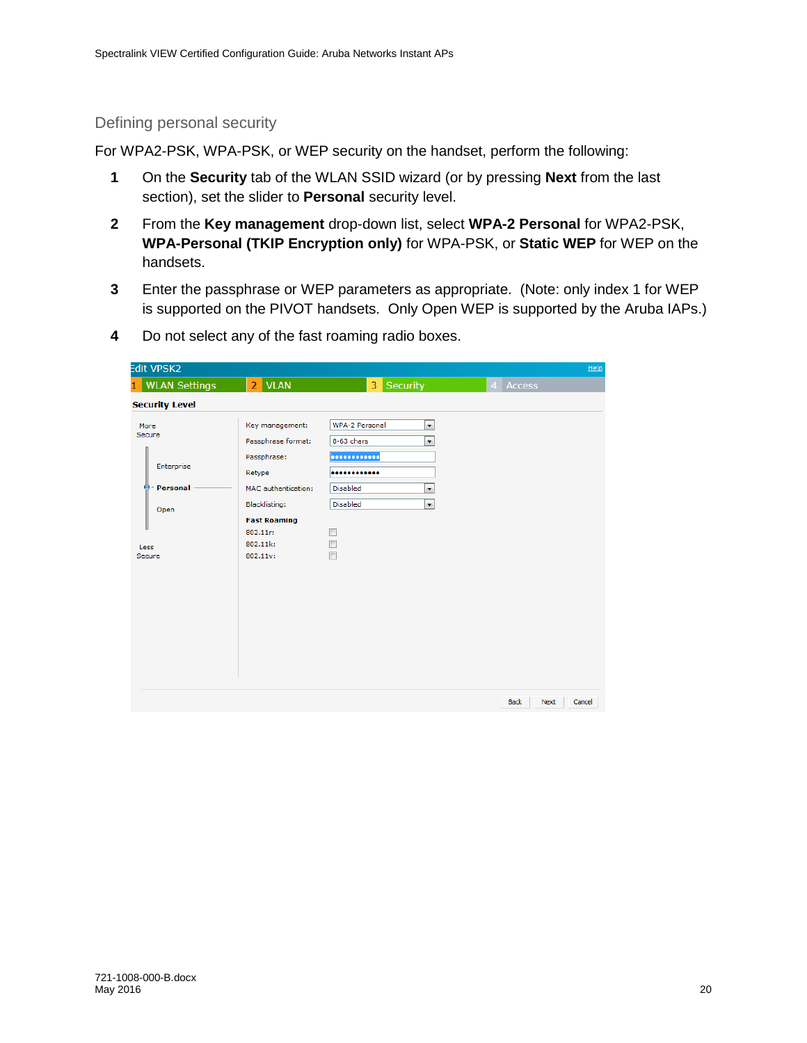## Defining personal security

For WPA2-PSK, WPA-PSK, or WEP security on the handset, perform the following:

1. On the **Security** tab of the WLAN SSID wizard (or by pressing **Next** from the last section), set the slider to **Personal** security level.
2. From the **Key management** drop-down list, select **WPA-2 Personal** for WPA2-PSK, **WPA-Personal (TKIP Encryption only)** for WPA-PSK, or **Static WEP** for WEP on the handsets.
3. Enter the passphrase or WEP parameters as appropriate. (Note: only index 1 for WEP is supported on the PIVOT handsets. Only Open WEP is supported by the Aruba IAPs.)
4. Do not select any of the fast roaming radio boxes.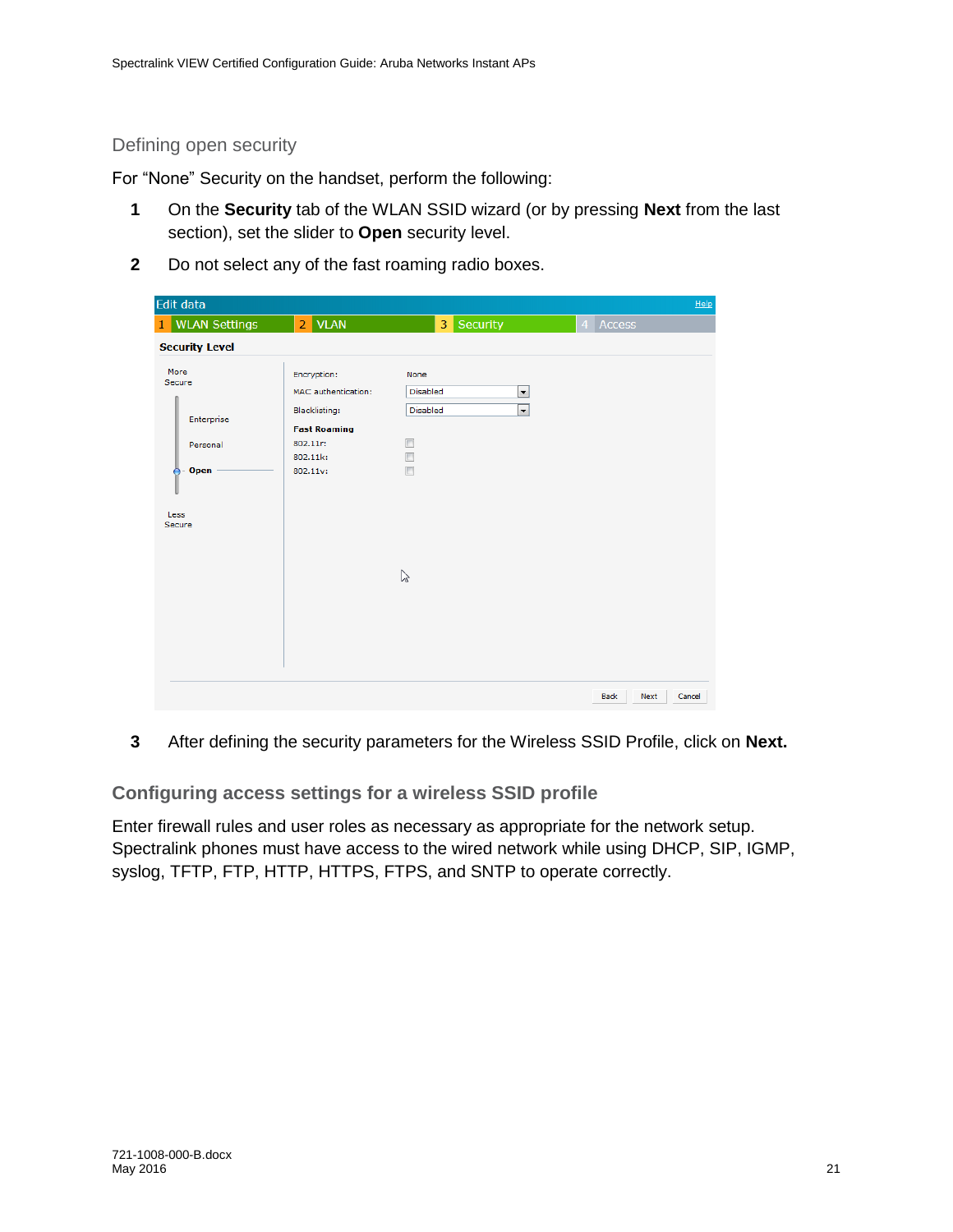### Defining open security

For “None” Security on the handset, perform the following:

1. On the **Security** tab of the WLAN SSID wizard (or by pressing **Next** from the last section), set the slider to **Open** security level.
2. Do not select any of the fast roaming radio boxes.
3. After defining the security parameters for the Wireless SSID Profile, click on **Next.**

## Configuring access settings for a wireless SSID profile

Enter firewall rules and user roles as necessary as appropriate for the network setup. Spectralink phones must have access to the wired network while using DHCP, SIP, IGMP, syslog, TFTP, FTP, HTTP, HTTPS, FTPS, and SNTP to operate correctly.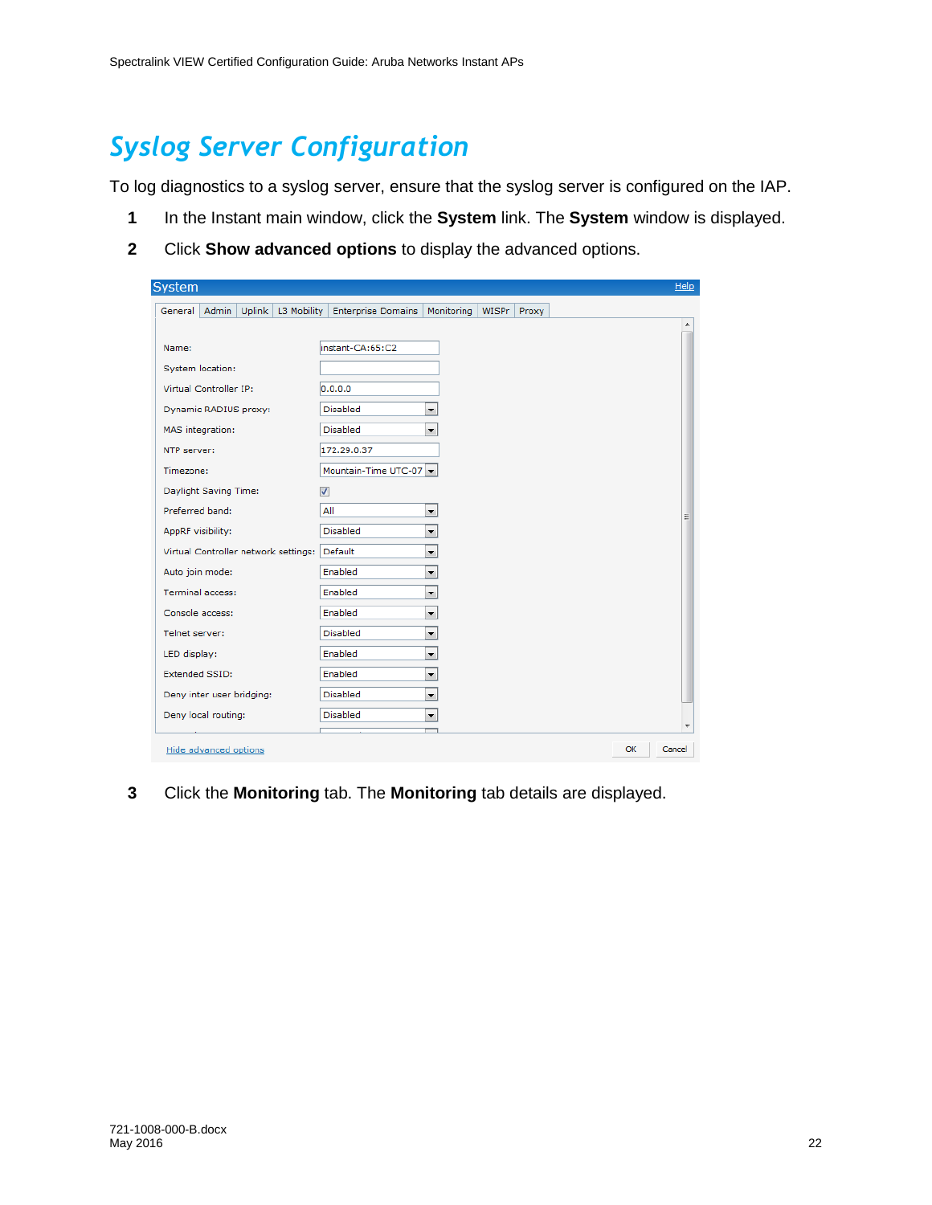# Syslog Server Configuration

To log diagnostics to a syslog server, ensure that the syslog server is configured on the IAP.

1. In the Instant main window, click the **System** link. The **System** window is displayed.
2. Click **Show advanced options** to display the advanced options.
3. Click the **Monitoring** tab. The **Monitoring** tab details are displayed.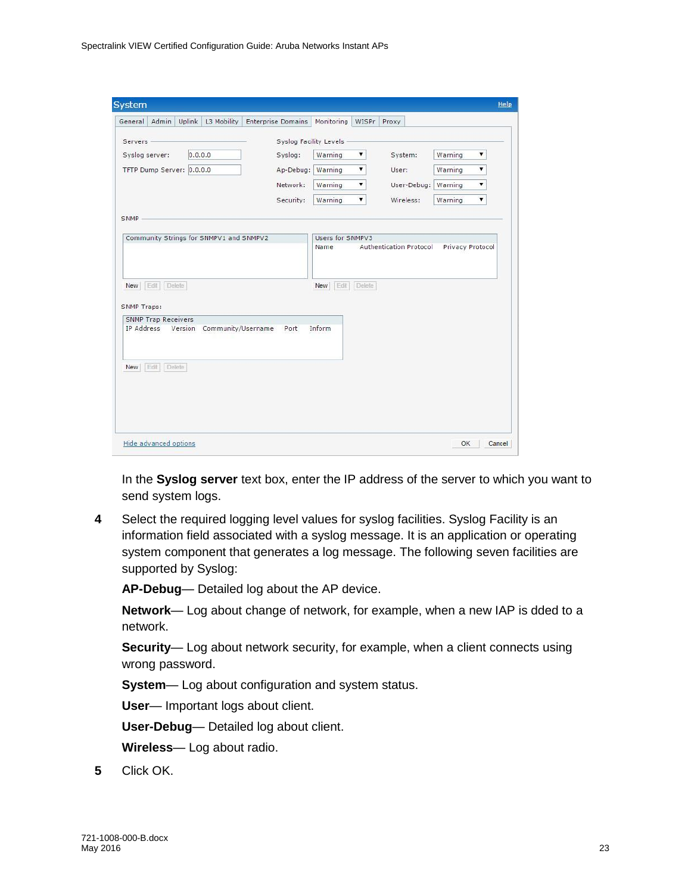In the **Syslog server** text box, enter the IP address of the server to which you want to send system logs.

4 Select the required logging level values for syslog facilities. Syslog Facility is an information field associated with a syslog message. It is an application or operating system component that generates a log message. The following seven facilities are supported by Syslog:

**AP-Debug**— Detailed log about the AP device.

**Network**— Log about change of network, for example, when a new IAP is dded to a network.

**Security**— Log about network security, for example, when a client connects using wrong password.

**System**— Log about configuration and system status.

**User**— Important logs about client.

**User-Debug**— Detailed log about client.

**Wireless**— Log about radio.

5 Click OK.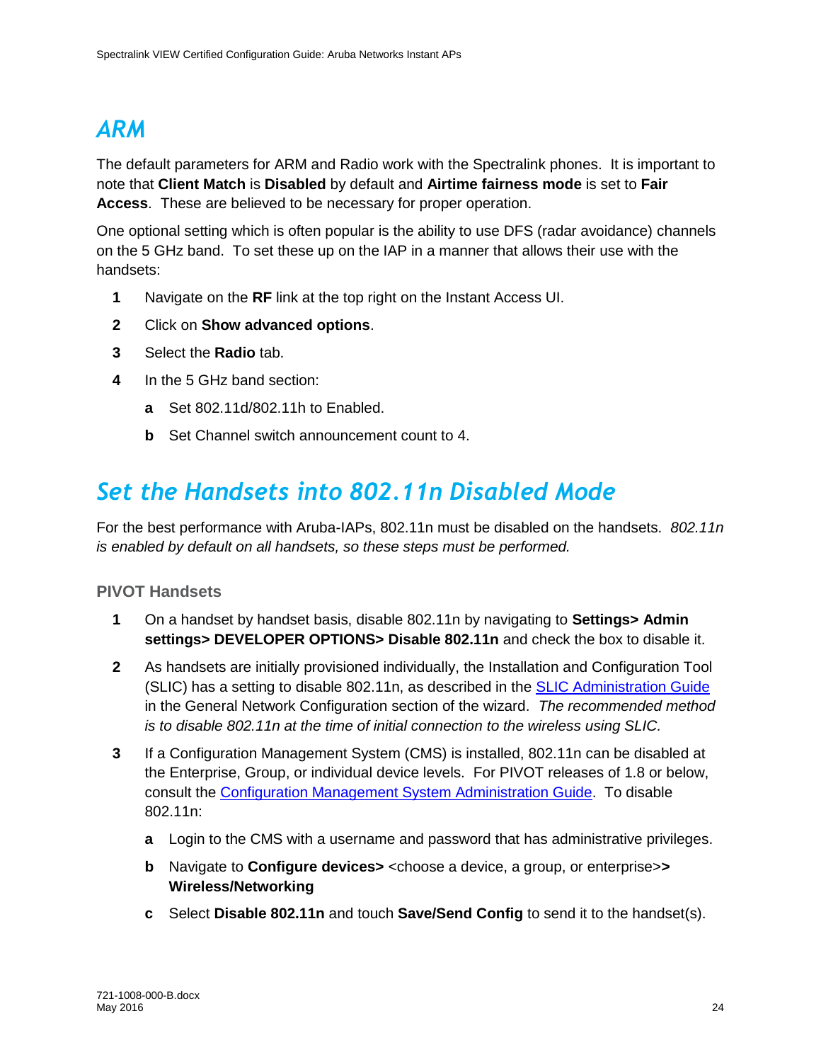## *ARM*

The default parameters for ARM and Radio work with the Spectralink phones. It is important to note that **Client Match** is **Disabled** by default and **Airtime fairness mode** is set to **Fair Access**. These are believed to be necessary for proper operation.

One optional setting which is often popular is the ability to use DFS (radar avoidance) channels on the 5 GHz band. To set these up on the IAP in a manner that allows their use with the handsets:

1. Navigate on the **RF** link at the top right on the Instant Access UI.
2. Click on **Show advanced options**.
3. Select the **Radio** tab.
4. In the 5 GHz band section:
   a. Set 802.11d/802.11h to Enabled.
   b. Set Channel switch announcement count to 4.

## *Set the Handsets into 802.11n Disabled Mode*

For the best performance with Aruba-IAPs, 802.11n must be disabled on the handsets. *802.11n is enabled by default on all handsets, so these steps must be performed.*

### PIVOT Handsets

1. On a handset by handset basis, disable 802.11n by navigating to **Settings> Admin settings> DEVELOPER OPTIONS> Disable 802.11n** and check the box to disable it.
2. As handsets are initially provisioned individually, the Installation and Configuration Tool (SLIC) has a setting to disable 802.11n, as described in the SLIC Administration Guide in the General Network Configuration section of the wizard. *The recommended method is to disable 802.11n at the time of initial connection to the wireless using SLIC.*
3. If a Configuration Management System (CMS) is installed, 802.11n can be disabled at the Enterprise, Group, or individual device levels. For PIVOT releases of 1.8 or below, consult the Configuration Management System Administration Guide. To disable 802.11n:
   a. Login to the CMS with a username and password that has administrative privileges.
   b. Navigate to **Configure devices>** <choose a device, a group, or enterprise>**> Wireless/Networking**
   c. Select **Disable 802.11n** and touch **Save/Send Config** to send it to the handset(s).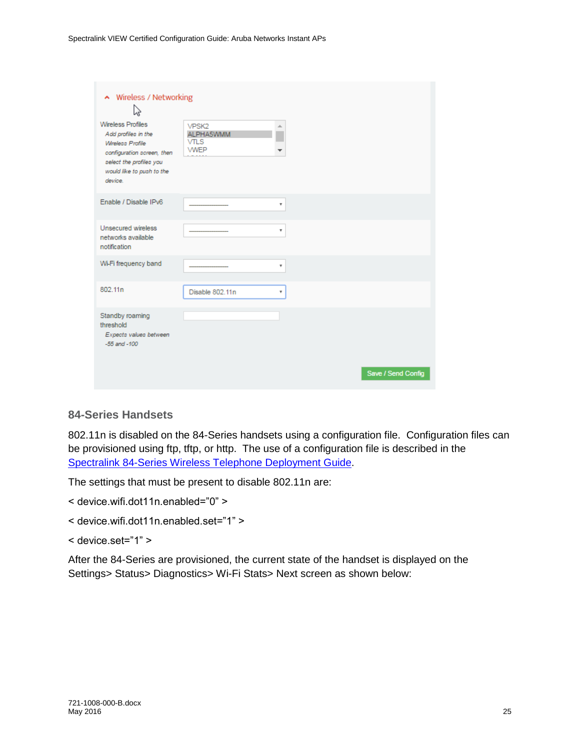### 84-Series Handsets

802.11n is disabled on the 84-Series handsets using a configuration file. Configuration files can be provisioned using ftp, tftp, or http. The use of a configuration file is described in the Spectralink 84-Series Wireless Telephone Deployment Guide.

The settings that must be present to disable 802.11n are:

< device.wifi.dot11n.enabled="0" >

< device.wifi.dot11n.enabled.set="1" >

< device.set="1" >

After the 84-Series are provisioned, the current state of the handset is displayed on the Settings> Status> Diagnostics> Wi-Fi Stats> Next screen as shown below: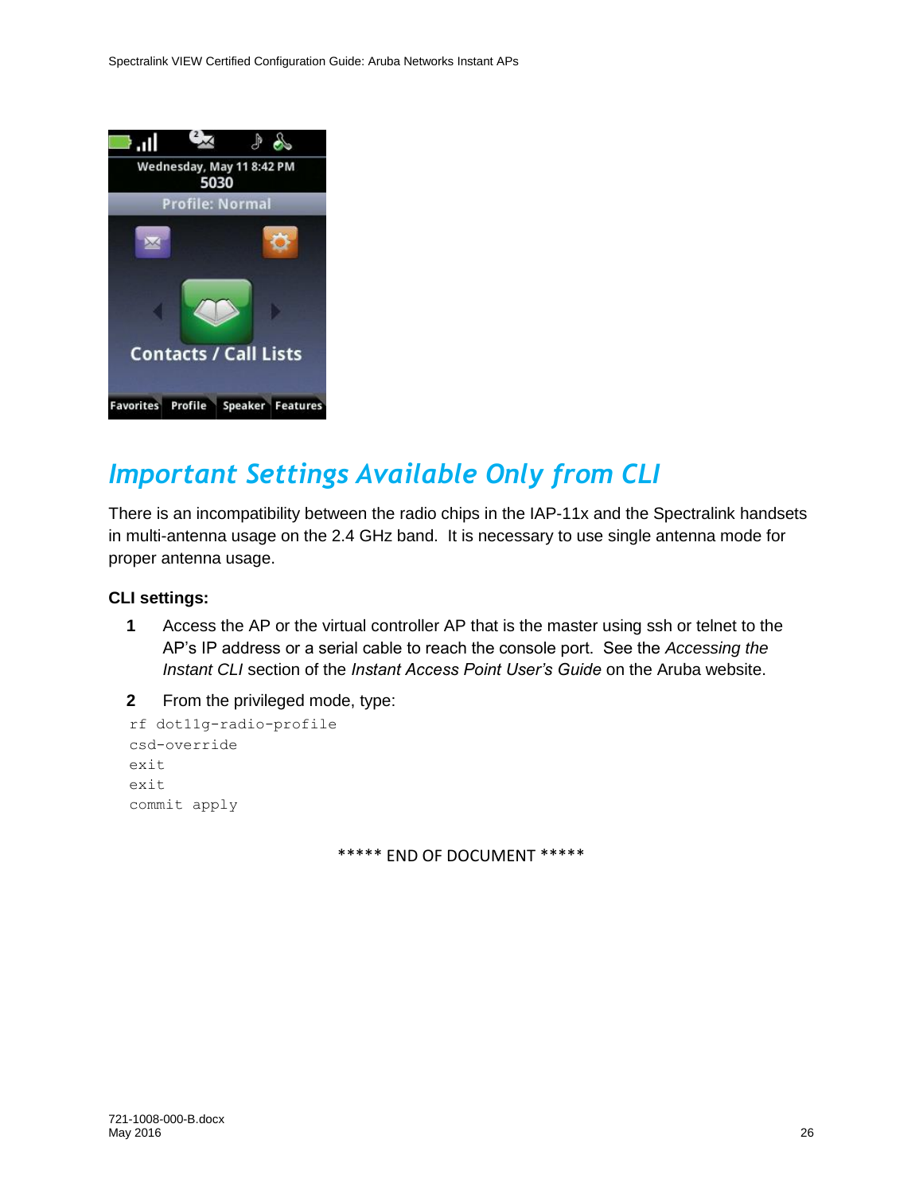## Important Settings Available Only from CLI

There is an incompatibility between the radio chips in the IAP-11x and the Spectralink handsets in multi-antenna usage on the 2.4 GHz band. It is necessary to use single antenna mode for proper antenna usage.

**CLI settings:**

1. Access the AP or the virtual controller AP that is the master using ssh or telnet to the AP's IP address or a serial cable to reach the console port. See the *Accessing the Instant CLI* section of the *Instant Access Point User's Guide* on the Aruba website.
2. From the privileged mode, type:

```
rf dot11g-radio-profile
csd-override
exit
exit
commit apply
```

***** END OF DOCUMENT *****